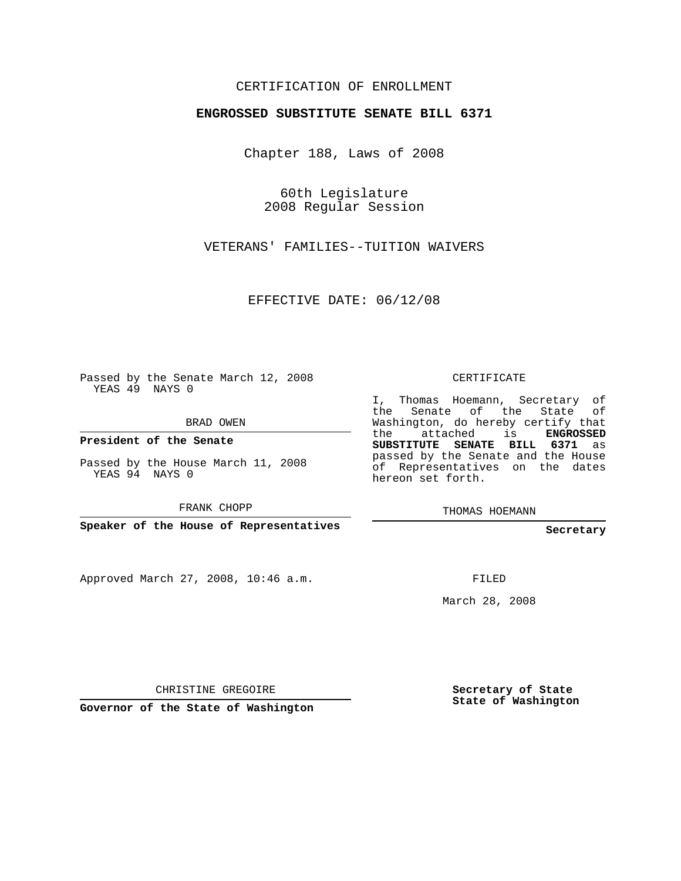CERTIFICATION OF ENROLLMENT

**ENGROSSED SUBSTITUTE SENATE BILL 6371**

Chapter 188, Laws of 2008

60th Legislature
2008 Regular Session

VETERANS' FAMILIES--TUITION WAIVERS

EFFECTIVE DATE: 06/12/08

Passed by the Senate March 12, 2008
YEAS 49 NAYS 0

BRAD OWEN

**President of the Senate**

Passed by the House March 11, 2008
YEAS 94 NAYS 0

FRANK CHOPP

**Speaker of the House of Representatives**

CERTIFICATE

I, Thomas Hoemann, Secretary of the Senate of the State of Washington, do hereby certify that the attached is **ENGROSSED SUBSTITUTE SENATE BILL 6371** as passed by the Senate and the House of Representatives on the dates hereon set forth.

THOMAS HOEMANN

**Secretary**

Approved March 27, 2008, 10:46 a.m.

FILED

March 28, 2008

CHRISTINE GREGOIRE

**Governor of the State of Washington**

**Secretary of State**
**State of Washington**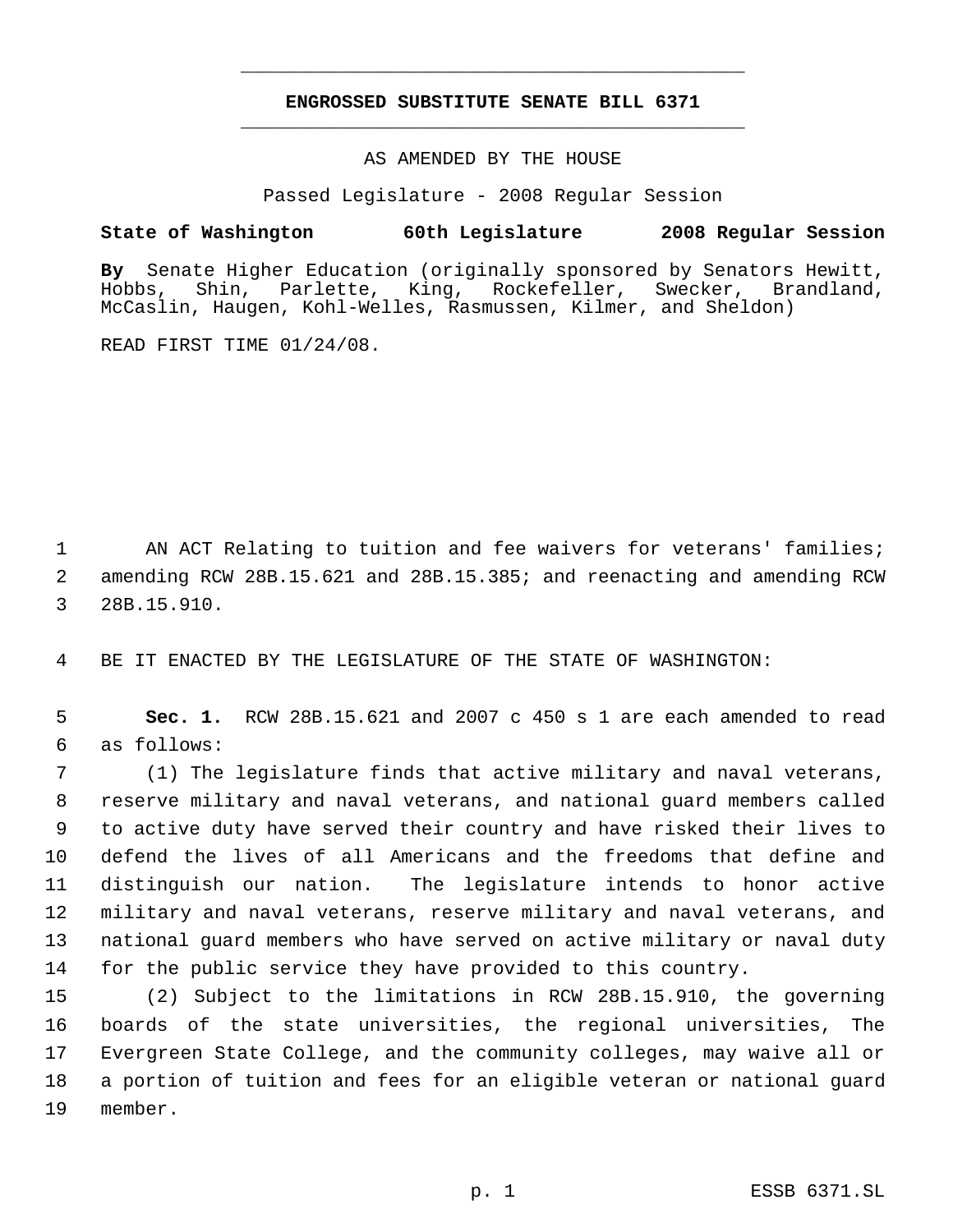# ENGROSSED SUBSTITUTE SENATE BILL 6371

AS AMENDED BY THE HOUSE

Passed Legislature - 2008 Regular Session

**State of Washington 60th Legislature 2008 Regular Session**

**By** Senate Higher Education (originally sponsored by Senators Hewitt, Hobbs, Shin, Parlette, King, Rockefeller, Swecker, Brandland, McCaslin, Haugen, Kohl-Welles, Rasmussen, Kilmer, and Sheldon)

READ FIRST TIME 01/24/08.

1 AN ACT Relating to tuition and fee waivers for veterans' families;
2 amending RCW 28B.15.621 and 28B.15.385; and reenacting and amending RCW
3 28B.15.910.

4 BE IT ENACTED BY THE LEGISLATURE OF THE STATE OF WASHINGTON:

5 **Sec. 1.** RCW 28B.15.621 and 2007 c 450 s 1 are each amended to read
6 as follows:

7 (1) The legislature finds that active military and naval veterans,
8 reserve military and naval veterans, and national guard members called
9 to active duty have served their country and have risked their lives to
10 defend the lives of all Americans and the freedoms that define and
11 distinguish our nation. The legislature intends to honor active
12 military and naval veterans, reserve military and naval veterans, and
13 national guard members who have served on active military or naval duty
14 for the public service they have provided to this country.

15 (2) Subject to the limitations in RCW 28B.15.910, the governing
16 boards of the state universities, the regional universities, The
17 Evergreen State College, and the community colleges, may waive all or
18 a portion of tuition and fees for an eligible veteran or national guard
19 member.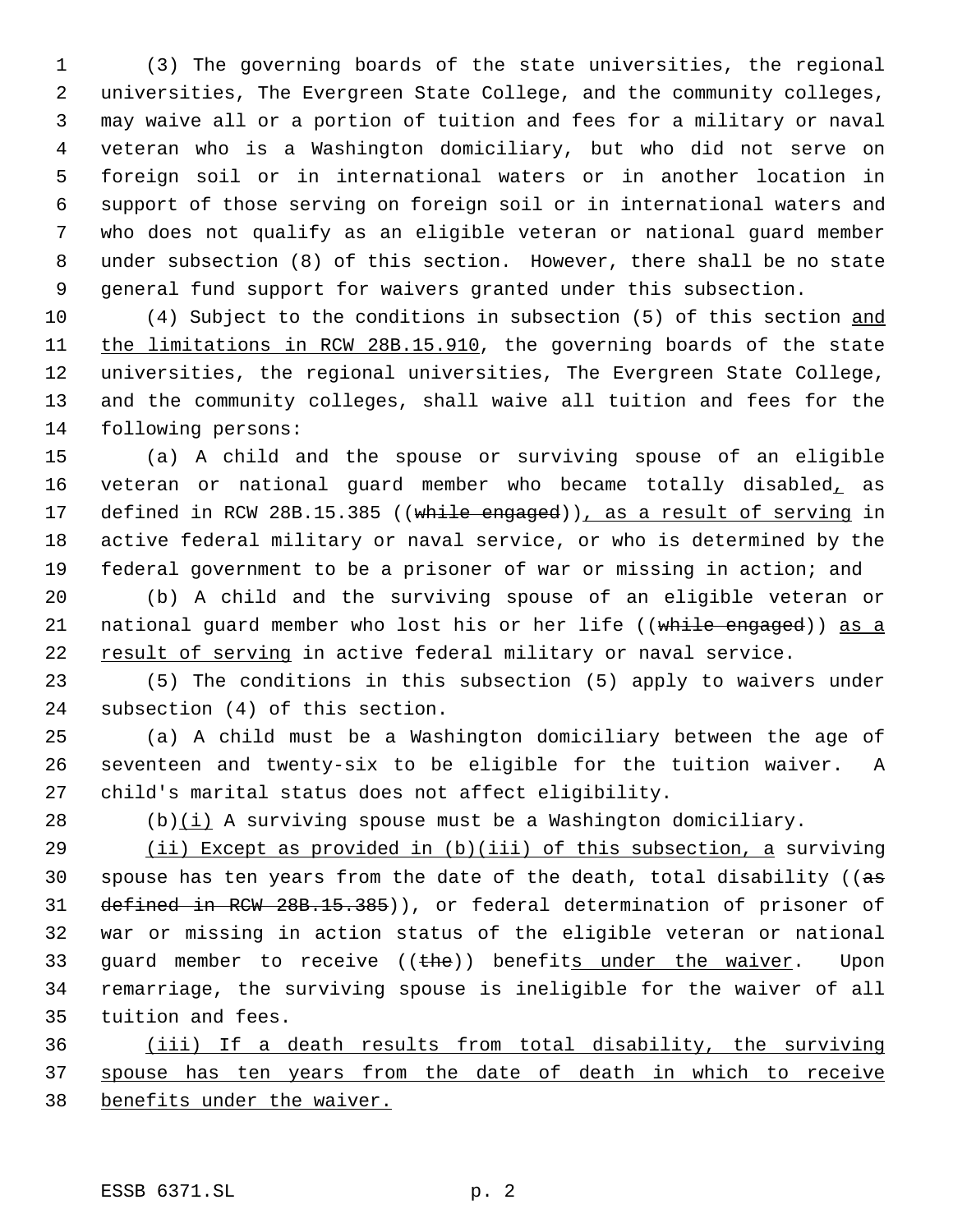(3) The governing boards of the state universities, the regional universities, The Evergreen State College, and the community colleges, may waive all or a portion of tuition and fees for a military or naval veteran who is a Washington domiciliary, but who did not serve on foreign soil or in international waters or in another location in support of those serving on foreign soil or in international waters and who does not qualify as an eligible veteran or national guard member under subsection (8) of this section. However, there shall be no state general fund support for waivers granted under this subsection.

(4) Subject to the conditions in subsection (5) of this section and the limitations in RCW 28B.15.910, the governing boards of the state universities, the regional universities, The Evergreen State College, and the community colleges, shall waive all tuition and fees for the following persons:

(a) A child and the spouse or surviving spouse of an eligible veteran or national guard member who became totally disabled, as defined in RCW 28B.15.385 ((~~while engaged~~)), as a result of serving in active federal military or naval service, or who is determined by the federal government to be a prisoner of war or missing in action; and

(b) A child and the surviving spouse of an eligible veteran or national guard member who lost his or her life ((~~while engaged~~)) as a result of serving in active federal military or naval service.

(5) The conditions in this subsection (5) apply to waivers under subsection (4) of this section.

(a) A child must be a Washington domiciliary between the age of seventeen and twenty-six to be eligible for the tuition waiver. A child's marital status does not affect eligibility.

(b)(i) A surviving spouse must be a Washington domiciliary.

(ii) Except as provided in (b)(iii) of this subsection, a surviving spouse has ten years from the date of the death, total disability ((~~as defined in RCW 28B.15.385~~)), or federal determination of prisoner of war or missing in action status of the eligible veteran or national guard member to receive ((~~the~~)) benefits under the waiver. Upon remarriage, the surviving spouse is ineligible for the waiver of all tuition and fees.

(iii) If a death results from total disability, the surviving spouse has ten years from the date of death in which to receive benefits under the waiver.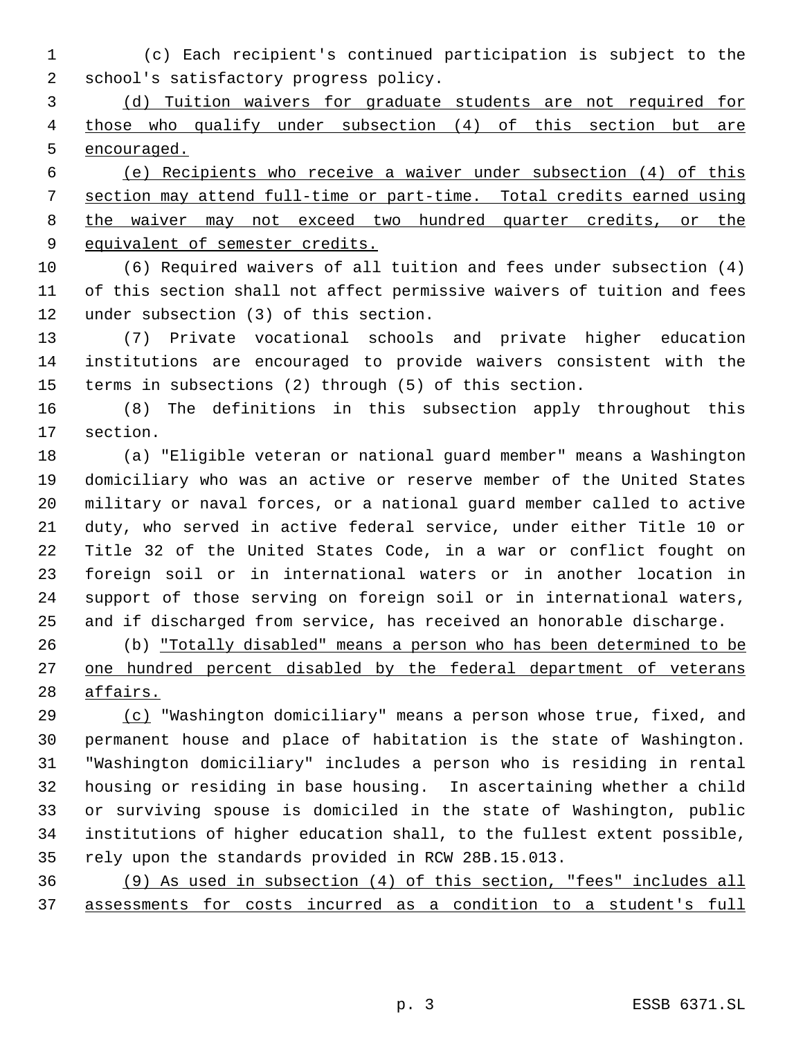(c) Each recipient's continued participation is subject to the school's satisfactory progress policy.

(d) Tuition waivers for graduate students are not required for those who qualify under subsection (4) of this section but are encouraged.

(e) Recipients who receive a waiver under subsection (4) of this section may attend full-time or part-time. Total credits earned using the waiver may not exceed two hundred quarter credits, or the equivalent of semester credits.

(6) Required waivers of all tuition and fees under subsection (4) of this section shall not affect permissive waivers of tuition and fees under subsection (3) of this section.

(7) Private vocational schools and private higher education institutions are encouraged to provide waivers consistent with the terms in subsections (2) through (5) of this section.

(8) The definitions in this subsection apply throughout this section.

(a) "Eligible veteran or national guard member" means a Washington domiciliary who was an active or reserve member of the United States military or naval forces, or a national guard member called to active duty, who served in active federal service, under either Title 10 or Title 32 of the United States Code, in a war or conflict fought on foreign soil or in international waters or in another location in support of those serving on foreign soil or in international waters, and if discharged from service, has received an honorable discharge.

(b) "Totally disabled" means a person who has been determined to be one hundred percent disabled by the federal department of veterans affairs.

(c) "Washington domiciliary" means a person whose true, fixed, and permanent house and place of habitation is the state of Washington. "Washington domiciliary" includes a person who is residing in rental housing or residing in base housing. In ascertaining whether a child or surviving spouse is domiciled in the state of Washington, public institutions of higher education shall, to the fullest extent possible, rely upon the standards provided in RCW 28B.15.013.

(9) As used in subsection (4) of this section, "fees" includes all assessments for costs incurred as a condition to a student's full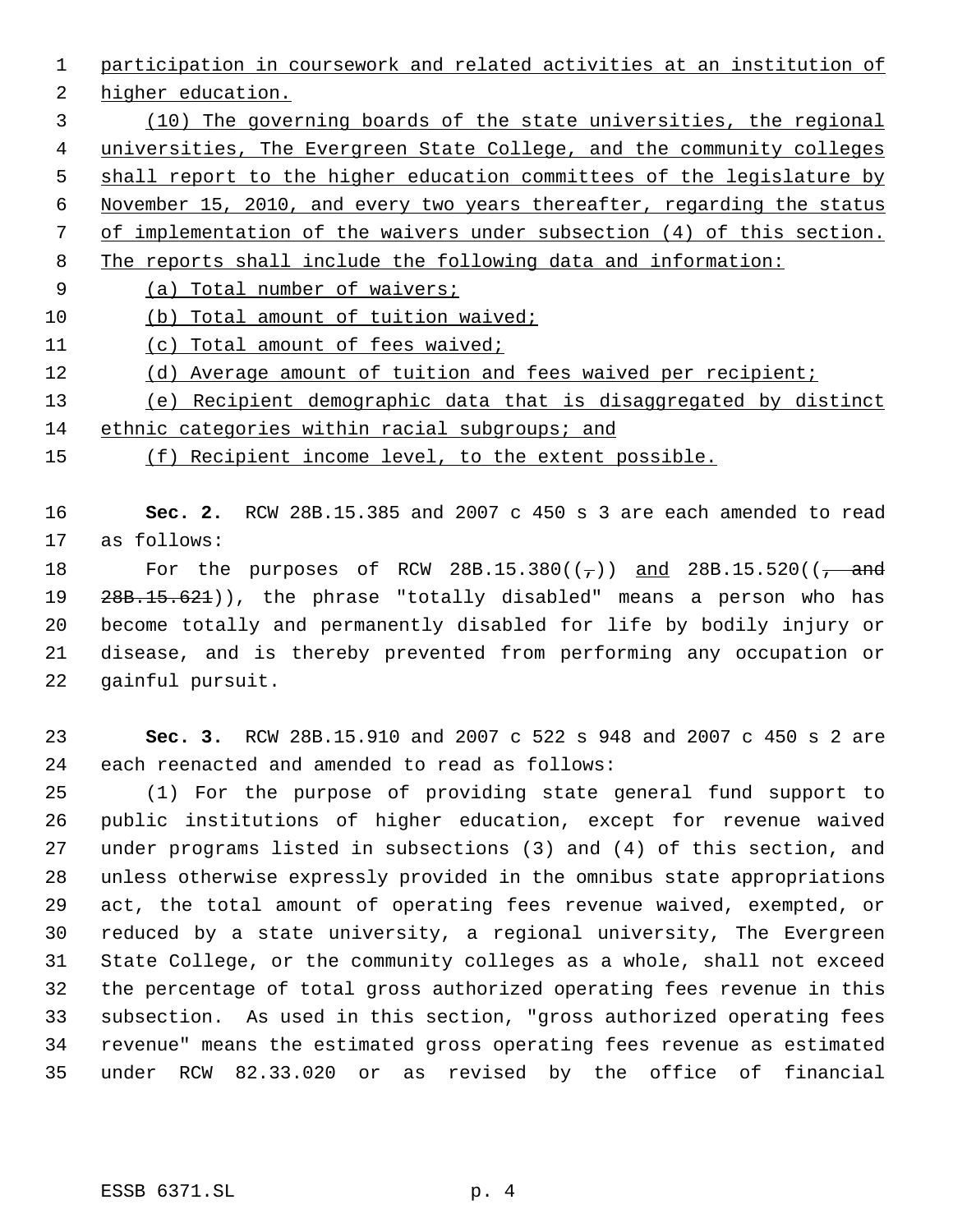participation in coursework and related activities at an institution of higher education.

(10) The governing boards of the state universities, the regional universities, The Evergreen State College, and the community colleges shall report to the higher education committees of the legislature by November 15, 2010, and every two years thereafter, regarding the status of implementation of the waivers under subsection (4) of this section. The reports shall include the following data and information:

(a) Total number of waivers;

(b) Total amount of tuition waived;

(c) Total amount of fees waived;

(d) Average amount of tuition and fees waived per recipient;

(e) Recipient demographic data that is disaggregated by distinct ethnic categories within racial subgroups; and

(f) Recipient income level, to the extent possible.

**Sec. 2.** RCW 28B.15.385 and 2007 c 450 s 3 are each amended to read as follows:

For the purposes of RCW 28B.15.380((,)) and 28B.15.520((, and 28B.15.621)), the phrase "totally disabled" means a person who has become totally and permanently disabled for life by bodily injury or disease, and is thereby prevented from performing any occupation or gainful pursuit.

**Sec. 3.** RCW 28B.15.910 and 2007 c 522 s 948 and 2007 c 450 s 2 are each reenacted and amended to read as follows:

(1) For the purpose of providing state general fund support to public institutions of higher education, except for revenue waived under programs listed in subsections (3) and (4) of this section, and unless otherwise expressly provided in the omnibus state appropriations act, the total amount of operating fees revenue waived, exempted, or reduced by a state university, a regional university, The Evergreen State College, or the community colleges as a whole, shall not exceed the percentage of total gross authorized operating fees revenue in this subsection. As used in this section, "gross authorized operating fees revenue" means the estimated gross operating fees revenue as estimated under RCW 82.33.020 or as revised by the office of financial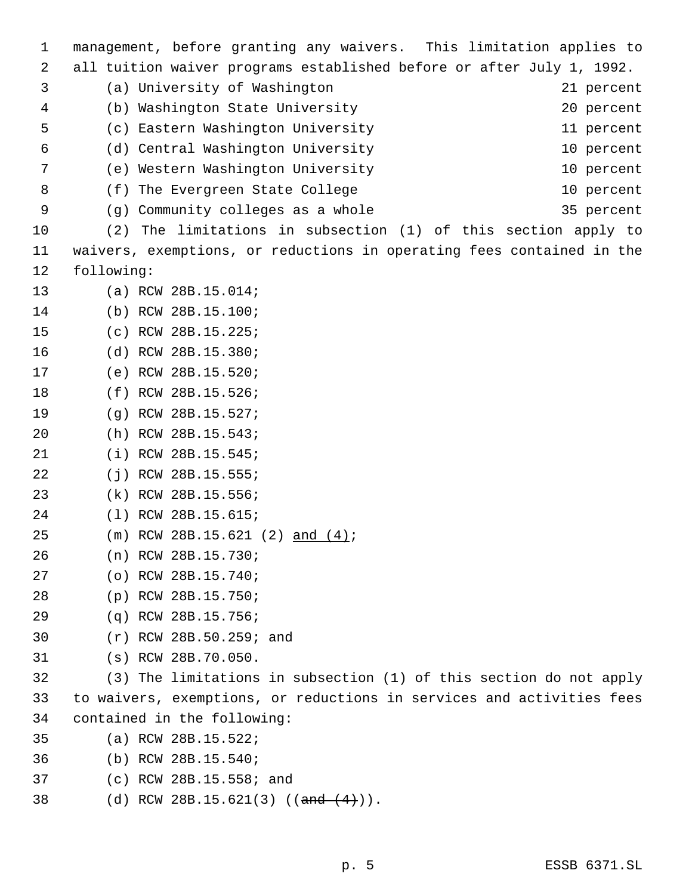management, before granting any waivers. This limitation applies to all tuition waiver programs established before or after July 1, 1992.

| | |
|---|---|
| (a) University of Washington | 21 percent |
| (b) Washington State University | 20 percent |
| (c) Eastern Washington University | 11 percent |
| (d) Central Washington University | 10 percent |
| (e) Western Washington University | 10 percent |
| (f) The Evergreen State College | 10 percent |
| (g) Community colleges as a whole | 35 percent |

(2) The limitations in subsection (1) of this section apply to waivers, exemptions, or reductions in operating fees contained in the following:

(a) RCW 28B.15.014;

(b) RCW 28B.15.100;

(c) RCW 28B.15.225;

(d) RCW 28B.15.380;

(e) RCW 28B.15.520;

(f) RCW 28B.15.526;

(g) RCW 28B.15.527;

(h) RCW 28B.15.543;

(i) RCW 28B.15.545;

(j) RCW 28B.15.555;

(k) RCW 28B.15.556;

(l) RCW 28B.15.615;

(m) RCW 28B.15.621 (2) <u>and (4)</u>;

(n) RCW 28B.15.730;

(o) RCW 28B.15.740;

(p) RCW 28B.15.750;

(q) RCW 28B.15.756;

(r) RCW 28B.50.259; and

(s) RCW 28B.70.050.

(3) The limitations in subsection (1) of this section do not apply to waivers, exemptions, or reductions in services and activities fees contained in the following:

(a) RCW 28B.15.522;

(b) RCW 28B.15.540;

(c) RCW 28B.15.558; and

(d) RCW 28B.15.621(3) ((~~and (4)~~)).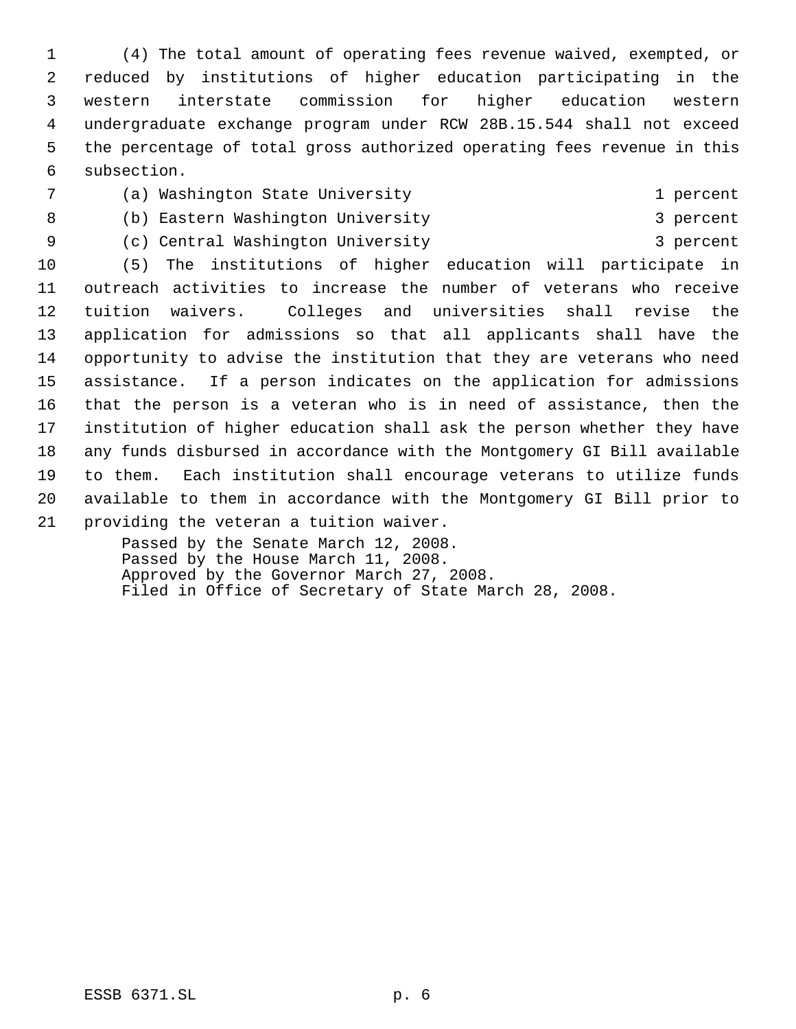(4) The total amount of operating fees revenue waived, exempted, or reduced by institutions of higher education participating in the western interstate commission for higher education western undergraduate exchange program under RCW 28B.15.544 shall not exceed the percentage of total gross authorized operating fees revenue in this subsection.

| | |
|---|---|
| (a) Washington State University | 1 percent |
| (b) Eastern Washington University | 3 percent |
| (c) Central Washington University | 3 percent |

(5) The institutions of higher education will participate in outreach activities to increase the number of veterans who receive tuition waivers. Colleges and universities shall revise the application for admissions so that all applicants shall have the opportunity to advise the institution that they are veterans who need assistance. If a person indicates on the application for admissions that the person is a veteran who is in need of assistance, then the institution of higher education shall ask the person whether they have any funds disbursed in accordance with the Montgomery GI Bill available to them. Each institution shall encourage veterans to utilize funds available to them in accordance with the Montgomery GI Bill prior to providing the veteran a tuition waiver.

Passed by the Senate March 12, 2008.
Passed by the House March 11, 2008.
Approved by the Governor March 27, 2008.
Filed in Office of Secretary of State March 28, 2008.